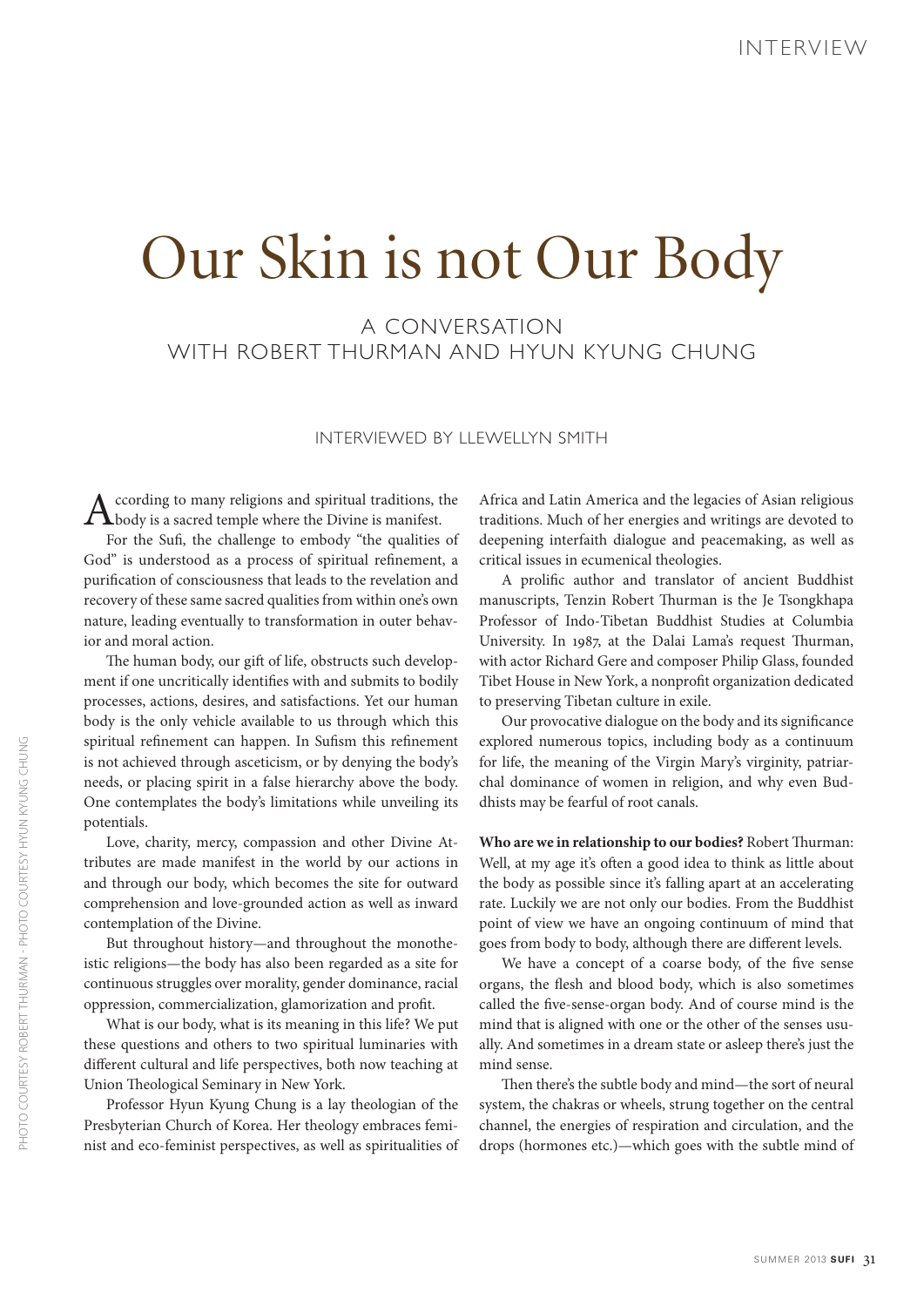# Our Skin is not Our Body

## A CONVERSATION WITH ROBERT THURMAN AND HYUN KYUNG CHUNG

### INTERVIEWED BY LLEWELLYN SMITH

According to many religions and spiritual traditions, the body is a sacred temple where the Divine is manifest.

For the Sufi, the challenge to embody "the qualities of God" is understood as a process of spiritual refinement, a purification of consciousness that leads to the revelation and recovery of these same sacred qualities from within one's own nature, leading eventually to transformation in outer behavior and moral action.

The human body, our gift of life, obstructs such development if one uncritically identifies with and submits to bodily processes, actions, desires, and satisfactions. Yet our human body is the only vehicle available to us through which this spiritual refinement can happen. In Sufism this refinement is not achieved through asceticism, or by denying the body's needs, or placing spirit in a false hierarchy above the body. One contemplates the body's limitations while unveiling its potentials.

Love, charity, mercy, compassion and other Divine Attributes are made manifest in the world by our actions in and through our body, which becomes the site for outward comprehension and love-grounded action as well as inward contemplation of the Divine.

But throughout history—and throughout the monotheistic religions—the body has also been regarded as a site for continuous struggles over morality, gender dominance, racial oppression, commercialization, glamorization and profit.

What is our body, what is its meaning in this life? We put these questions and others to two spiritual luminaries with different cultural and life perspectives, both now teaching at Union Theological Seminary in New York.

Professor Hyun Kyung Chung is a lay theologian of the Presbyterian Church of Korea. Her theology embraces feminist and eco-feminist perspectives, as well as spiritualities of Africa and Latin America and the legacies of Asian religious traditions. Much of her energies and writings are devoted to deepening interfaith dialogue and peacemaking, as well as critical issues in ecumenical theologies.

A prolific author and translator of ancient Buddhist manuscripts, Tenzin Robert Thurman is the Je Tsongkhapa Professor of Indo-Tibetan Buddhist Studies at Columbia University. In 1987, at the Dalai Lama's request Thurman, with actor Richard Gere and composer Philip Glass, founded Tibet House in New York, a nonprofit organization dedicated to preserving Tibetan culture in exile.

Our provocative dialogue on the body and its significance explored numerous topics, including body as a continuum for life, the meaning of the Virgin Mary's virginity, patriarchal dominance of women in religion, and why even Buddhists may be fearful of root canals.

**Who are we in relationship to our bodies?** Robert Thurman: Well, at my age it's often a good idea to think as little about the body as possible since it's falling apart at an accelerating rate. Luckily we are not only our bodies. From the Buddhist point of view we have an ongoing continuum of mind that goes from body to body, although there are different levels.

We have a concept of a coarse body, of the five sense organs, the flesh and blood body, which is also sometimes called the five-sense-organ body. And of course mind is the mind that is aligned with one or the other of the senses usually. And sometimes in a dream state or asleep there's just the mind sense.

Then there's the subtle body and mind—the sort of neural system, the chakras or wheels, strung together on the central channel, the energies of respiration and circulation, and the drops (hormones etc.)—which goes with the subtle mind of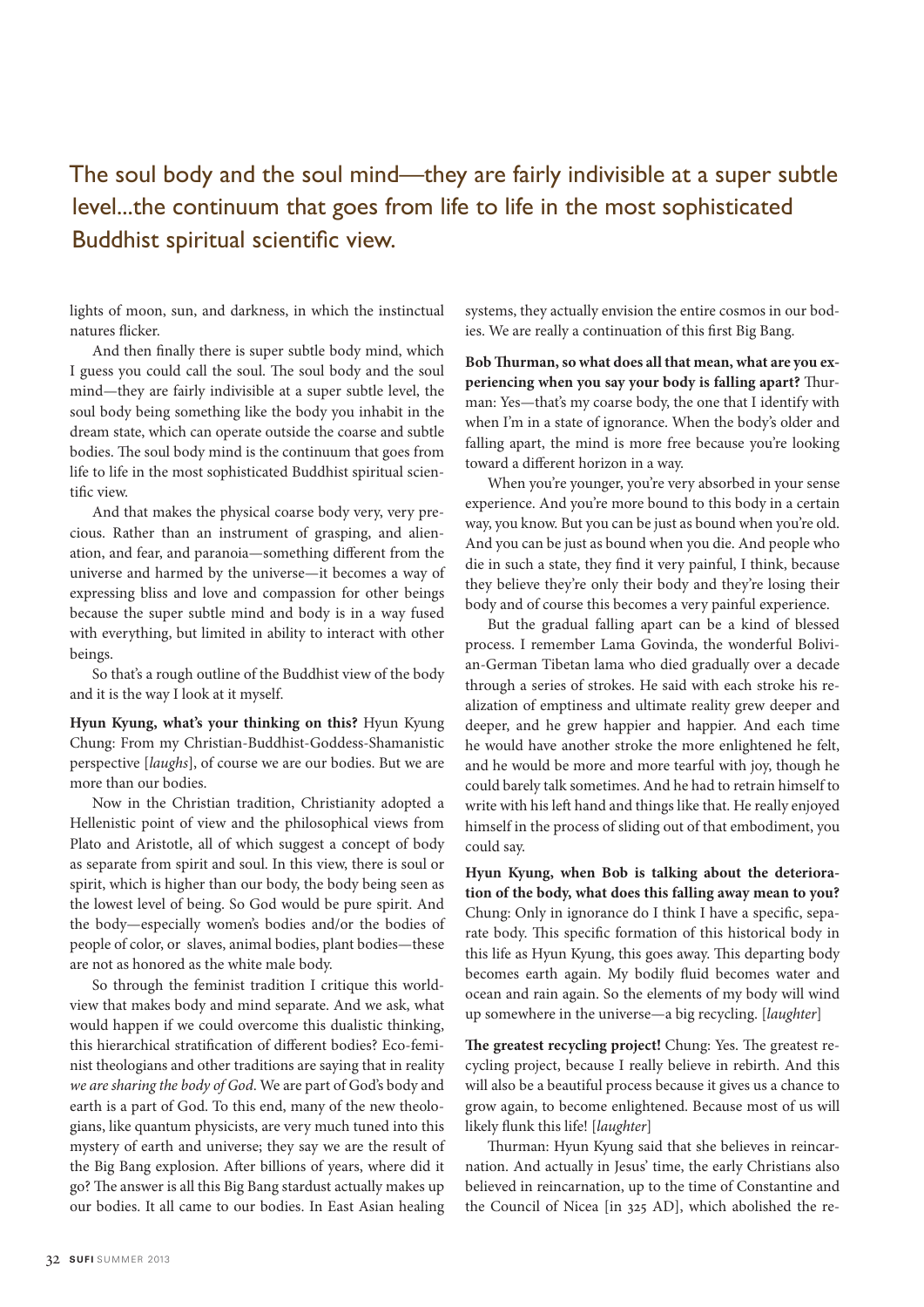> The soul body and the soul mind—they are fairly indivisible at a super subtle level...the continuum that goes from life to life in the most sophisticated Buddhist spiritual scientific view.

lights of moon, sun, and darkness, in which the instinctual natures flicker.

And then finally there is super subtle body mind, which I guess you could call the soul. The soul body and the soul mind—they are fairly indivisible at a super subtle level, the soul body being something like the body you inhabit in the dream state, which can operate outside the coarse and subtle bodies. The soul body mind is the continuum that goes from life to life in the most sophisticated Buddhist spiritual scientific view.

And that makes the physical coarse body very, very precious. Rather than an instrument of grasping, and alienation, and fear, and paranoia—something different from the universe and harmed by the universe—it becomes a way of expressing bliss and love and compassion for other beings because the super subtle mind and body is in a way fused with everything, but limited in ability to interact with other beings.

So that's a rough outline of the Buddhist view of the body and it is the way I look at it myself.

**Hyun Kyung, what's your thinking on this?** Hyun Kyung Chung: From my Christian-Buddhist-Goddess-Shamanistic perspective [*laughs*], of course we are our bodies. But we are more than our bodies.

Now in the Christian tradition, Christianity adopted a Hellenistic point of view and the philosophical views from Plato and Aristotle, all of which suggest a concept of body as separate from spirit and soul. In this view, there is soul or spirit, which is higher than our body, the body being seen as the lowest level of being. So God would be pure spirit. And the body—especially women's bodies and/or the bodies of people of color, or slaves, animal bodies, plant bodies—these are not as honored as the white male body.

So through the feminist tradition I critique this worldview that makes body and mind separate. And we ask, what would happen if we could overcome this dualistic thinking, this hierarchical stratification of different bodies? Eco-feminist theologians and other traditions are saying that in reality *we are sharing the body of God*. We are part of God's body and earth is a part of God. To this end, many of the new theologians, like quantum physicists, are very much tuned into this mystery of earth and universe; they say we are the result of the Big Bang explosion. After billions of years, where did it go? The answer is all this Big Bang stardust actually makes up our bodies. It all came to our bodies. In East Asian healing systems, they actually envision the entire cosmos in our bodies. We are really a continuation of this first Big Bang.

**Bob Thurman, so what does all that mean, what are you experiencing when you say your body is falling apart?** Thurman: Yes—that's my coarse body, the one that I identify with when I'm in a state of ignorance. When the body's older and falling apart, the mind is more free because you're looking toward a different horizon in a way.

When you're younger, you're very absorbed in your sense experience. And you're more bound to this body in a certain way, you know. But you can be just as bound when you're old. And you can be just as bound when you die. And people who die in such a state, they find it very painful, I think, because they believe they're only their body and they're losing their body and of course this becomes a very painful experience.

But the gradual falling apart can be a kind of blessed process. I remember Lama Govinda, the wonderful Bolivian-German Tibetan lama who died gradually over a decade through a series of strokes. He said with each stroke his realization of emptiness and ultimate reality grew deeper and deeper, and he grew happier and happier. And each time he would have another stroke the more enlightened he felt, and he would be more and more tearful with joy, though he could barely talk sometimes. And he had to retrain himself to write with his left hand and things like that. He really enjoyed himself in the process of sliding out of that embodiment, you could say.

**Hyun Kyung, when Bob is talking about the deterioration of the body, what does this falling away mean to you?** Chung: Only in ignorance do I think I have a specific, separate body. This specific formation of this historical body in this life as Hyun Kyung, this goes away. This departing body becomes earth again. My bodily fluid becomes water and ocean and rain again. So the elements of my body will wind up somewhere in the universe—a big recycling. [*laughter*]

**The greatest recycling project!** Chung: Yes. The greatest recycling project, because I really believe in rebirth. And this will also be a beautiful process because it gives us a chance to grow again, to become enlightened. Because most of us will likely flunk this life! [*laughter*]

Thurman: Hyun Kyung said that she believes in reincarnation. And actually in Jesus' time, the early Christians also believed in reincarnation, up to the time of Constantine and the Council of Nicea [in 325 AD], which abolished the re-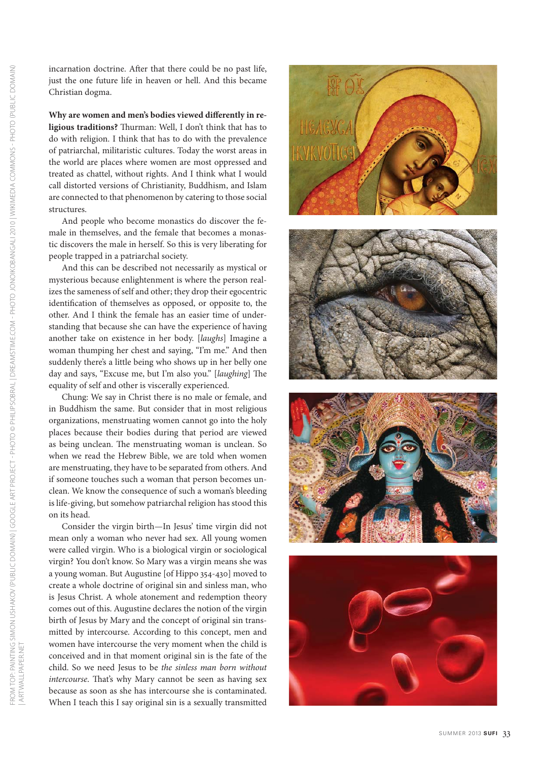incarnation doctrine. After that there could be no past life, just the one future life in heaven or hell. And this became Christian dogma.

**Why are women and men's bodies viewed differently in religious traditions?** Thurman: Well, I don't think that has to do with religion. I think that has to do with the prevalence of patriarchal, militaristic cultures. Today the worst areas in the world are places where women are most oppressed and treated as chattel, without rights. And I think what I would call distorted versions of Christianity, Buddhism, and Islam are connected to that phenomenon by catering to those social structures.

And people who become monastics do discover the female in themselves, and the female that becomes a monastic discovers the male in herself. So this is very liberating for people trapped in a patriarchal society.

And this can be described not necessarily as mystical or mysterious because enlightenment is where the person realizes the sameness of self and other; they drop their egocentric identification of themselves as opposed, or opposite to, the other. And I think the female has an easier time of understanding that because she can have the experience of having another take on existence in her body. [*laughs*] Imagine a woman thumping her chest and saying, "I'm me." And then suddenly there's a little being who shows up in her belly one day and says, "Excuse me, but I'm also you." [*laughing*] The equality of self and other is viscerally experienced.

Chung: We say in Christ there is no male or female, and in Buddhism the same. But consider that in most religious organizations, menstruating women cannot go into the holy places because their bodies during that period are viewed as being unclean. The menstruating woman is unclean. So when we read the Hebrew Bible, we are told when women are menstruating, they have to be separated from others. And if someone touches such a woman that person becomes unclean. We know the consequence of such a woman's bleeding is life-giving, but somehow patriarchal religion has stood this on its head.

Consider the virgin birth—In Jesus' time virgin did not mean only a woman who never had sex. All young women were called virgin. Who is a biological virgin or sociological virgin? You don't know. So Mary was a virgin means she was a young woman. But Augustine [of Hippo 354-430] moved to create a whole doctrine of original sin and sinless man, who is Jesus Christ. A whole atonement and redemption theory comes out of this. Augustine declares the notion of the virgin birth of Jesus by Mary and the concept of original sin transmitted by intercourse. According to this concept, men and women have intercourse the very moment when the child is conceived and in that moment original sin is the fate of the child. So we need Jesus to be *the sinless man born without intercourse*. That's why Mary cannot be seen as having sex because as soon as she has intercourse she is contaminated. When I teach this I say original sin is a sexually transmitted

FROM TOP: PAINTING SIMON USHAKOV (PUBLIC DOMAIN) | GOOGLE ART PROJECT - PHOTO © PHILIPSOBRAL | DREAMSTIME.COM - PHOTO JONOIKOBANGALI 2010 | WIKIMEDIA COMMONS - PHOTO (PUBLIC DOMAIN) | ARTWALLPAPER.NET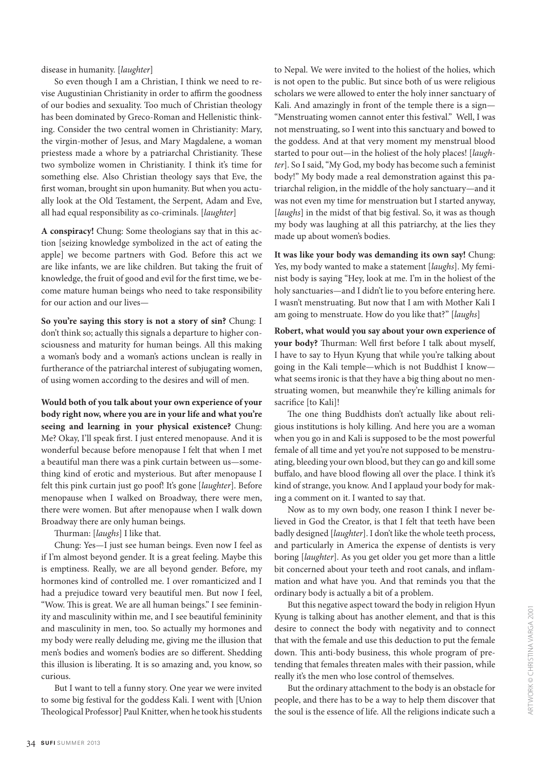disease in humanity. [*laughter*]

So even though I am a Christian, I think we need to revise Augustinian Christianity in order to affirm the goodness of our bodies and sexuality. Too much of Christian theology has been dominated by Greco-Roman and Hellenistic thinking. Consider the two central women in Christianity: Mary, the virgin-mother of Jesus, and Mary Magdalene, a woman priestess made a whore by a patriarchal Christianity. These two symbolize women in Christianity. I think it's time for something else. Also Christian theology says that Eve, the first woman, brought sin upon humanity. But when you actually look at the Old Testament, the Serpent, Adam and Eve, all had equal responsibility as co-criminals. [*laughter*]

**A conspiracy!** Chung: Some theologians say that in this action [seizing knowledge symbolized in the act of eating the apple] we become partners with God. Before this act we are like infants, we are like children. But taking the fruit of knowledge, the fruit of good and evil for the first time, we become mature human beings who need to take responsibility for our action and our lives—

**So you're saying this story is not a story of sin?** Chung: I don't think so; actually this signals a departure to higher consciousness and maturity for human beings. All this making a woman's body and a woman's actions unclean is really in furtherance of the patriarchal interest of subjugating women, of using women according to the desires and will of men.

**Would both of you talk about your own experience of your body right now, where you are in your life and what you're seeing and learning in your physical existence?** Chung: Me? Okay, I'll speak first. I just entered menopause. And it is wonderful because before menopause I felt that when I met a beautiful man there was a pink curtain between us—something kind of erotic and mysterious. But after menopause I felt this pink curtain just go poof! It's gone [*laughter*]. Before menopause when I walked on Broadway, there were men, there were women. But after menopause when I walk down Broadway there are only human beings.

Thurman: [*laughs*] I like that.

Chung: Yes—I just see human beings. Even now I feel as if I'm almost beyond gender. It is a great feeling. Maybe this is emptiness. Really, we are all beyond gender. Before, my hormones kind of controlled me. I over romanticized and I had a prejudice toward very beautiful men. But now I feel, "Wow. This is great. We are all human beings." I see femininity and masculinity within me, and I see beautiful femininity and masculinity in men, too. So actually my hormones and my body were really deluding me, giving me the illusion that men's bodies and women's bodies are so different. Shedding this illusion is liberating. It is so amazing and, you know, so curious.

But I want to tell a funny story. One year we were invited to some big festival for the goddess Kali. I went with [Union Theological Professor] Paul Knitter, when he took his students to Nepal. We were invited to the holiest of the holies, which is not open to the public. But since both of us were religious scholars we were allowed to enter the holy inner sanctuary of Kali. And amazingly in front of the temple there is a sign—"Menstruating women cannot enter this festival." Well, I was not menstruating, so I went into this sanctuary and bowed to the goddess. And at that very moment my menstrual blood started to pour out—in the holiest of the holy places! [*laughter*]. So I said, "My God, my body has become such a feminist body!" My body made a real demonstration against this patriarchal religion, in the middle of the holy sanctuary—and it was not even my time for menstruation but I started anyway, [*laughs*] in the midst of that big festival. So, it was as though my body was laughing at all this patriarchy, at the lies they made up about women's bodies.

**It was like your body was demanding its own say!** Chung: Yes, my body wanted to make a statement [*laughs*]. My feminist body is saying "Hey, look at me. I'm in the holiest of the holy sanctuaries—and I didn't lie to you before entering here. I wasn't menstruating. But now that I am with Mother Kali I am going to menstruate. How do you like that?" [*laughs*]

**Robert, what would you say about your own experience of your body?** Thurman: Well first before I talk about myself, I have to say to Hyun Kyung that while you're talking about going in the Kali temple—which is not Buddhist I know—what seems ironic is that they have a big thing about no menstruating women, but meanwhile they're killing animals for sacrifice [to Kali]!

The one thing Buddhists don't actually like about religious institutions is holy killing. And here you are a woman when you go in and Kali is supposed to be the most powerful female of all time and yet you're not supposed to be menstruating, bleeding your own blood, but they can go and kill some buffalo, and have blood flowing all over the place. I think it's kind of strange, you know. And I applaud your body for making a comment on it. I wanted to say that.

Now as to my own body, one reason I think I never believed in God the Creator, is that I felt that teeth have been badly designed [*laughter*]. I don't like the whole teeth process, and particularly in America the expense of dentists is very boring [*laughter*]. As you get older you get more than a little bit concerned about your teeth and root canals, and inflammation and what have you. And that reminds you that the ordinary body is actually a bit of a problem.

But this negative aspect toward the body in religion Hyun Kyung is talking about has another element, and that is this desire to connect the body with negativity and to connect that with the female and use this deduction to put the female down. This anti-body business, this whole program of pretending that females threaten males with their passion, while really it's the men who lose control of themselves.

But the ordinary attachment to the body is an obstacle for people, and there has to be a way to help them discover that the soul is the essence of life. All the religions indicate such a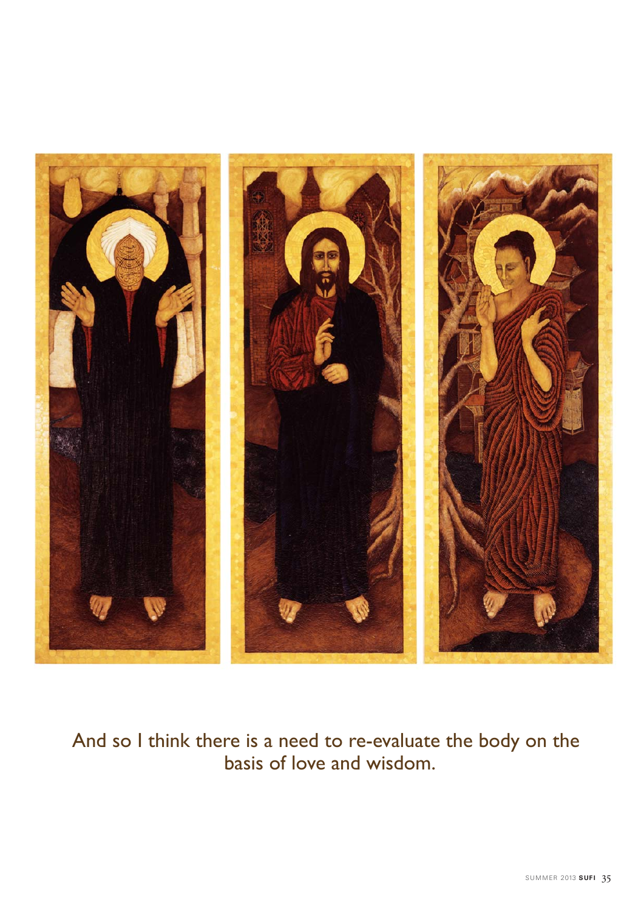And so I think there is a need to re-evaluate the body on the basis of love and wisdom.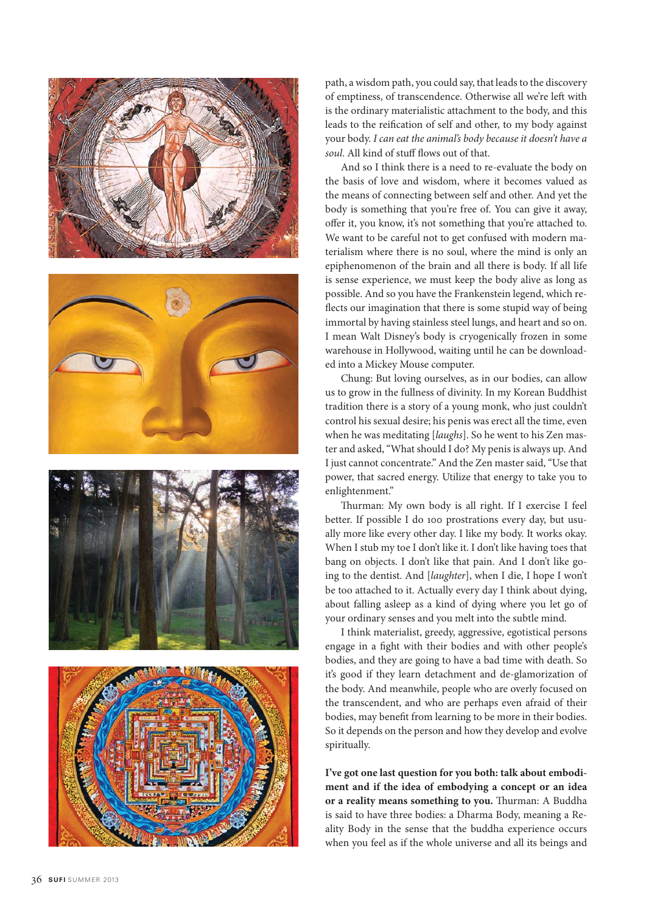path, a wisdom path, you could say, that leads to the discovery of emptiness, of transcendence. Otherwise all we're left with is the ordinary materialistic attachment to the body, and this leads to the reification of self and other, to my body against your body. *I can eat the animal's body because it doesn't have a soul*. All kind of stuff flows out of that.

And so I think there is a need to re-evaluate the body on the basis of love and wisdom, where it becomes valued as the means of connecting between self and other. And yet the body is something that you're free of. You can give it away, offer it, you know, it's not something that you're attached to. We want to be careful not to get confused with modern materialism where there is no soul, where the mind is only an epiphenomenon of the brain and all there is body. If all life is sense experience, we must keep the body alive as long as possible. And so you have the Frankenstein legend, which reflects our imagination that there is some stupid way of being immortal by having stainless steel lungs, and heart and so on. I mean Walt Disney's body is cryogenically frozen in some warehouse in Hollywood, waiting until he can be downloaded into a Mickey Mouse computer.

Chung: But loving ourselves, as in our bodies, can allow us to grow in the fullness of divinity. In my Korean Buddhist tradition there is a story of a young monk, who just couldn't control his sexual desire; his penis was erect all the time, even when he was meditating [*laughs*]. So he went to his Zen master and asked, "What should I do? My penis is always up. And I just cannot concentrate." And the Zen master said, "Use that power, that sacred energy. Utilize that energy to take you to enlightenment."

Thurman: My own body is all right. If I exercise I feel better. If possible I do 100 prostrations every day, but usually more like every other day. I like my body. It works okay. When I stub my toe I don't like it. I don't like having toes that bang on objects. I don't like that pain. And I don't like going to the dentist. And [*laughter*], when I die, I hope I won't be too attached to it. Actually every day I think about dying, about falling asleep as a kind of dying where you let go of your ordinary senses and you melt into the subtle mind.

I think materialist, greedy, aggressive, egotistical persons engage in a fight with their bodies and with other people's bodies, and they are going to have a bad time with death. So it's good if they learn detachment and de-glamorization of the body. And meanwhile, people who are overly focused on the transcendent, and who are perhaps even afraid of their bodies, may benefit from learning to be more in their bodies. So it depends on the person and how they develop and evolve spiritually.

**I've got one last question for you both: talk about embodiment and if the idea of embodying a concept or an idea or a reality means something to you.** Thurman: A Buddha is said to have three bodies: a Dharma Body, meaning a Reality Body in the sense that the buddha experience occurs when you feel as if the whole universe and all its beings and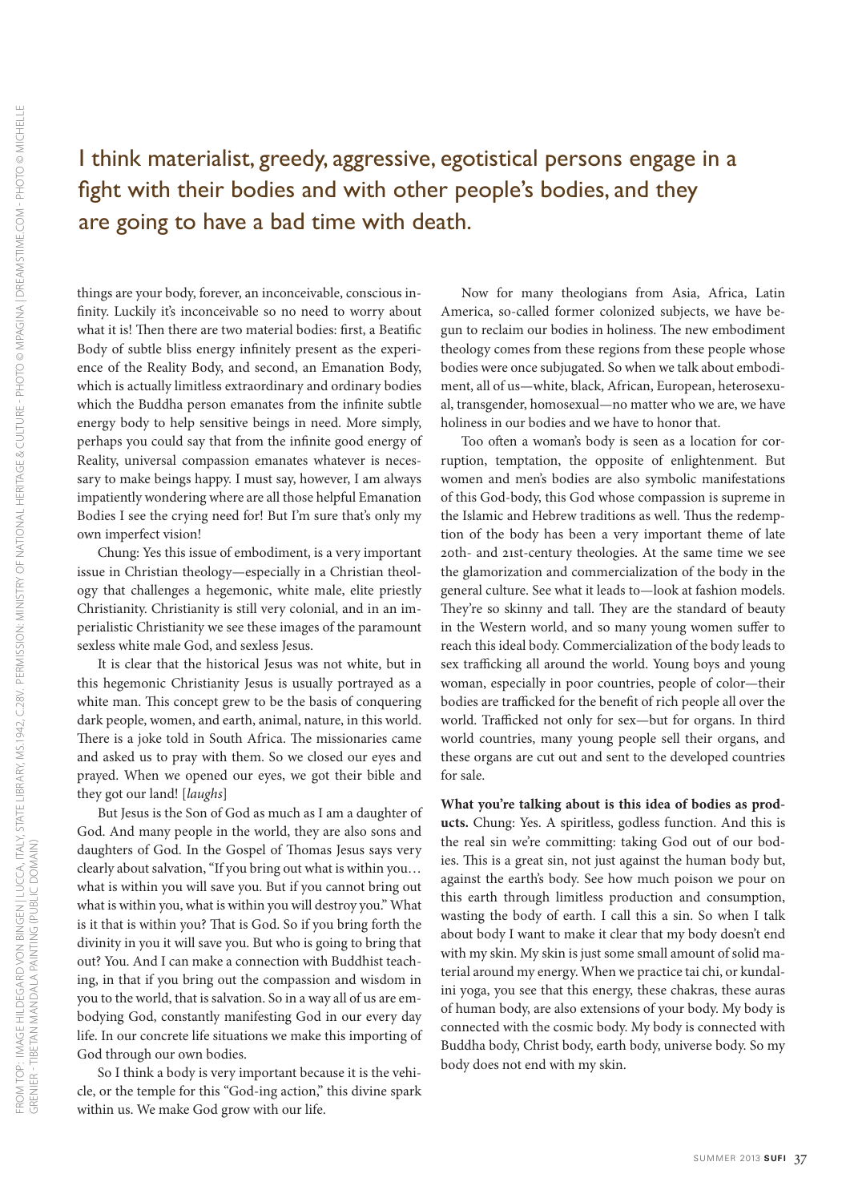I think materialist, greedy, aggressive, egotistical persons engage in a fight with their bodies and with other people's bodies, and they are going to have a bad time with death.

things are your body, forever, an inconceivable, conscious infinity. Luckily it's inconceivable so no need to worry about what it is! Then there are two material bodies: first, a Beatific Body of subtle bliss energy infinitely present as the experience of the Reality Body, and second, an Emanation Body, which is actually limitless extraordinary and ordinary bodies which the Buddha person emanates from the infinite subtle energy body to help sensitive beings in need. More simply, perhaps you could say that from the infinite good energy of Reality, universal compassion emanates whatever is necessary to make beings happy. I must say, however, I am always impatiently wondering where are all those helpful Emanation Bodies I see the crying need for! But I'm sure that's only my own imperfect vision!

Chung: Yes this issue of embodiment, is a very important issue in Christian theology—especially in a Christian theology that challenges a hegemonic, white male, elite priestly Christianity. Christianity is still very colonial, and in an imperialistic Christianity we see these images of the paramount sexless white male God, and sexless Jesus.

It is clear that the historical Jesus was not white, but in this hegemonic Christianity Jesus is usually portrayed as a white man. This concept grew to be the basis of conquering dark people, women, and earth, animal, nature, in this world. There is a joke told in South Africa. The missionaries came and asked us to pray with them. So we closed our eyes and prayed. When we opened our eyes, we got their bible and they got our land! [*laughs*]

But Jesus is the Son of God as much as I am a daughter of God. And many people in the world, they are also sons and daughters of God. In the Gospel of Thomas Jesus says very clearly about salvation, "If you bring out what is within you… what is within you will save you. But if you cannot bring out what is within you, what is within you will destroy you." What is it that is within you? That is God. So if you bring forth the divinity in you it will save you. But who is going to bring that out? You. And I can make a connection with Buddhist teaching, in that if you bring out the compassion and wisdom in you to the world, that is salvation. So in a way all of us are embodying God, constantly manifesting God in our every day life. In our concrete life situations we make this importing of God through our own bodies.

So I think a body is very important because it is the vehicle, or the temple for this "God-ing action," this divine spark within us. We make God grow with our life.

Now for many theologians from Asia, Africa, Latin America, so-called former colonized subjects, we have begun to reclaim our bodies in holiness. The new embodiment theology comes from these regions from these people whose bodies were once subjugated. So when we talk about embodiment, all of us—white, black, African, European, heterosexual, transgender, homosexual—no matter who we are, we have holiness in our bodies and we have to honor that.

Too often a woman's body is seen as a location for corruption, temptation, the opposite of enlightenment. But women and men's bodies are also symbolic manifestations of this God-body, this God whose compassion is supreme in the Islamic and Hebrew traditions as well. Thus the redemption of the body has been a very important theme of late 20th- and 21st-century theologies. At the same time we see the glamorization and commercialization of the body in the general culture. See what it leads to—look at fashion models. They're so skinny and tall. They are the standard of beauty in the Western world, and so many young women suffer to reach this ideal body. Commercialization of the body leads to sex trafficking all around the world. Young boys and young woman, especially in poor countries, people of color—their bodies are trafficked for the benefit of rich people all over the world. Trafficked not only for sex—but for organs. In third world countries, many young people sell their organs, and these organs are cut out and sent to the developed countries for sale.

**What you're talking about is this idea of bodies as products.** Chung: Yes. A spiritless, godless function. And this is the real sin we're committing: taking God out of our bodies. This is a great sin, not just against the human body but, against the earth's body. See how much poison we pour on this earth through limitless production and consumption, wasting the body of earth. I call this a sin. So when I talk about body I want to make it clear that my body doesn't end with my skin. My skin is just some small amount of solid material around my energy. When we practice tai chi, or kundalini yoga, you see that this energy, these chakras, these auras of human body, are also extensions of your body. My body is connected with the cosmic body. My body is connected with Buddha body, Christ body, earth body, universe body. So my body does not end with my skin.

FROM TOP: IMAGE HILDEGARD VON BINGEN | LUCCA, ITALY, STATE LIBRARY, MS.1942, C.28V. PERMISSION: MINISTRY OF NATIONAL HERITAGE & CULTURE - PHOTO © MPAGINA | DREAMSTIME.COM - PHOTO © MICHELLE GRENIER - TIBETAN MANDALA PAINTING (PUBLIC DOMAIN)